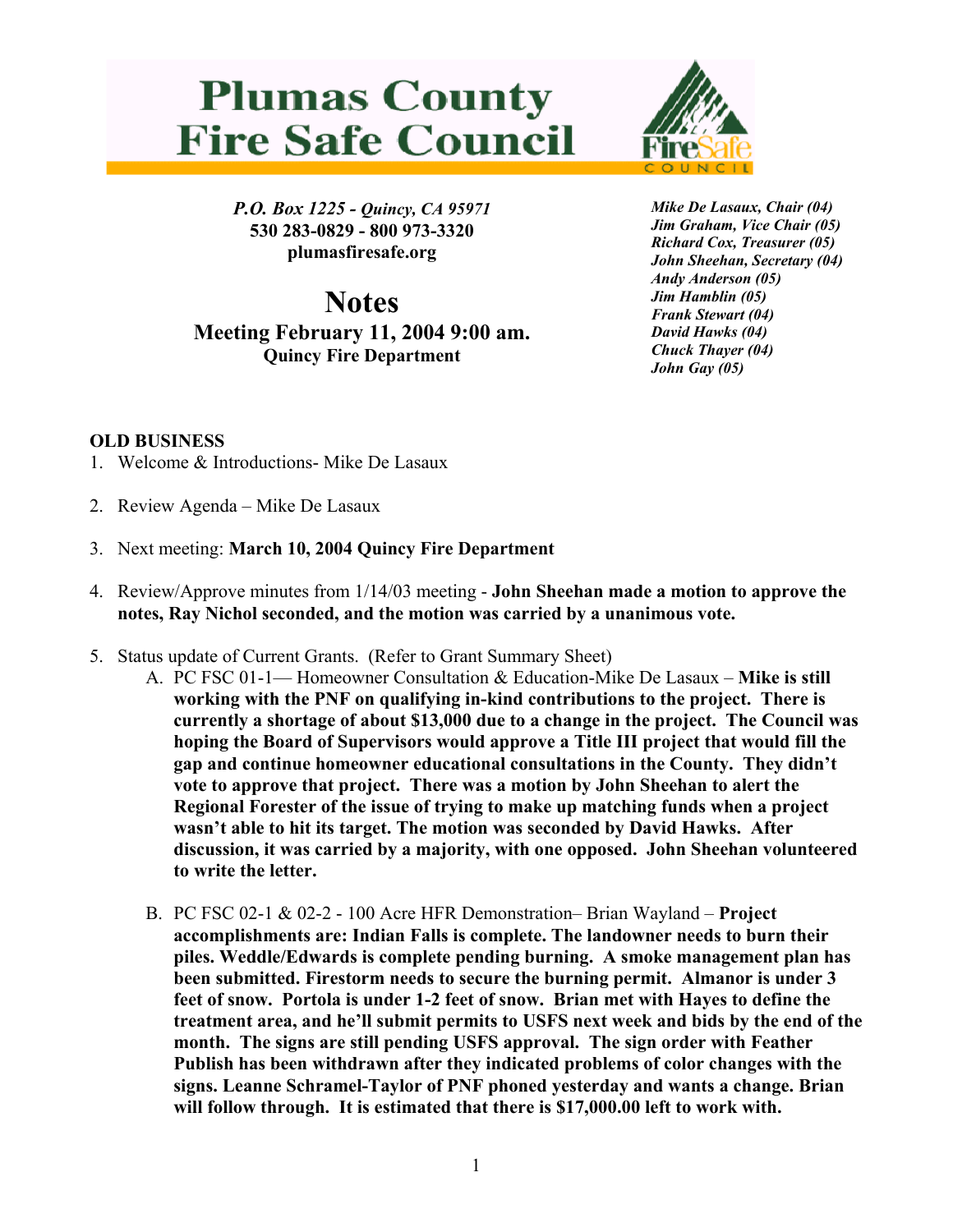# Plumas County Fire Safe Council

*P.O. Box 1225 - Quincy, CA 95971*
**530 283-0829 - 800 973-3320**
**plumasfiresafe.org**

*Mike De Lasaux, Chair (04)*
*Jim Graham, Vice Chair (05)*
*Richard Cox, Treasurer (05)*
*John Sheehan, Secretary (04)*
*Andy Anderson (05)*
*Jim Hamblin (05)*
*Frank Stewart (04)*
*David Hawks (04)*
*Chuck Thayer (04)*
*John Gay (05)*

## Notes

### Meeting February 11, 2004 9:00 am.

**Quincy Fire Department**

**OLD BUSINESS**

1. Welcome & Introductions- Mike De Lasaux

2. Review Agenda – Mike De Lasaux

3. Next meeting: **March 10, 2004 Quincy Fire Department**

4. Review/Approve minutes from 1/14/03 meeting - **John Sheehan made a motion to approve the notes, Ray Nichol seconded, and the motion was carried by a unanimous vote.**

5. Status update of Current Grants. (Refer to Grant Summary Sheet)
   A. PC FSC 01-1— Homeowner Consultation & Education-Mike De Lasaux – **Mike is still working with the PNF on qualifying in-kind contributions to the project. There is currently a shortage of about $13,000 due to a change in the project. The Council was hoping the Board of Supervisors would approve a Title III project that would fill the gap and continue homeowner educational consultations in the County. They didn't vote to approve that project. There was a motion by John Sheehan to alert the Regional Forester of the issue of trying to make up matching funds when a project wasn't able to hit its target. The motion was seconded by David Hawks. After discussion, it was carried by a majority, with one opposed. John Sheehan volunteered to write the letter.**

   B. PC FSC 02-1 & 02-2 - 100 Acre HFR Demonstration– Brian Wayland – **Project accomplishments are: Indian Falls is complete. The landowner needs to burn their piles. Weddle/Edwards is complete pending burning. A smoke management plan has been submitted. Firestorm needs to secure the burning permit. Almanor is under 3 feet of snow. Portola is under 1-2 feet of snow. Brian met with Hayes to define the treatment area, and he'll submit permits to USFS next week and bids by the end of the month. The signs are still pending USFS approval. The sign order with Feather Publish has been withdrawn after they indicated problems of color changes with the signs. Leanne Schramel-Taylor of PNF phoned yesterday and wants a change. Brian will follow through. It is estimated that there is $17,000.00 left to work with.**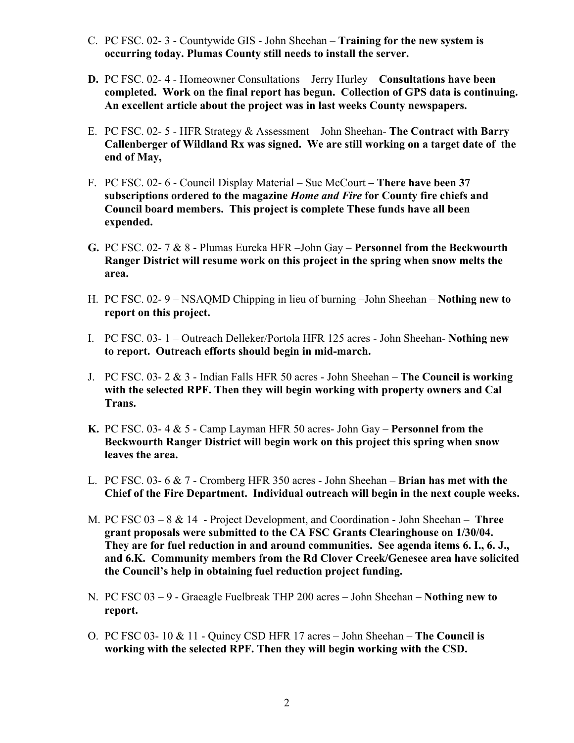C. PC FSC. 02- 3 - Countywide GIS - John Sheehan – **Training for the new system is occurring today. Plumas County still needs to install the server.**

**D.** PC FSC. 02- 4 - Homeowner Consultations – Jerry Hurley – **Consultations have been completed. Work on the final report has begun. Collection of GPS data is continuing. An excellent article about the project was in last weeks County newspapers.**

E. PC FSC. 02- 5 - HFR Strategy & Assessment – John Sheehan- **The Contract with Barry Callenberger of Wildland Rx was signed. We are still working on a target date of the end of May,**

F. PC FSC. 02- 6 - Council Display Material – Sue McCourt **– There have been 37 subscriptions ordered to the magazine *Home and Fire* for County fire chiefs and Council board members. This project is complete These funds have all been expended.**

**G.** PC FSC. 02- 7 & 8 - Plumas Eureka HFR –John Gay – **Personnel from the Beckwourth Ranger District will resume work on this project in the spring when snow melts the area.**

H. PC FSC. 02- 9 – NSAQMD Chipping in lieu of burning –John Sheehan – **Nothing new to report on this project.**

I. PC FSC. 03- 1 – Outreach Delleker/Portola HFR 125 acres - John Sheehan- **Nothing new to report. Outreach efforts should begin in mid-march.**

J. PC FSC. 03- 2 & 3 - Indian Falls HFR 50 acres - John Sheehan – **The Council is working with the selected RPF. Then they will begin working with property owners and Cal Trans.**

**K.** PC FSC. 03- 4 & 5 - Camp Layman HFR 50 acres- John Gay – **Personnel from the Beckwourth Ranger District will begin work on this project this spring when snow leaves the area.**

L. PC FSC. 03- 6 & 7 - Cromberg HFR 350 acres - John Sheehan – **Brian has met with the Chief of the Fire Department. Individual outreach will begin in the next couple weeks.**

M. PC FSC 03 – 8 & 14 - Project Development, and Coordination - John Sheehan – **Three grant proposals were submitted to the CA FSC Grants Clearinghouse on 1/30/04. They are for fuel reduction in and around communities. See agenda items 6. I., 6. J., and 6.K. Community members from the Rd Clover Creek/Genesee area have solicited the Council's help in obtaining fuel reduction project funding.**

N. PC FSC 03 – 9 - Graeagle Fuelbreak THP 200 acres – John Sheehan – **Nothing new to report.**

O. PC FSC 03- 10 & 11 - Quincy CSD HFR 17 acres – John Sheehan – **The Council is working with the selected RPF. Then they will begin working with the CSD.**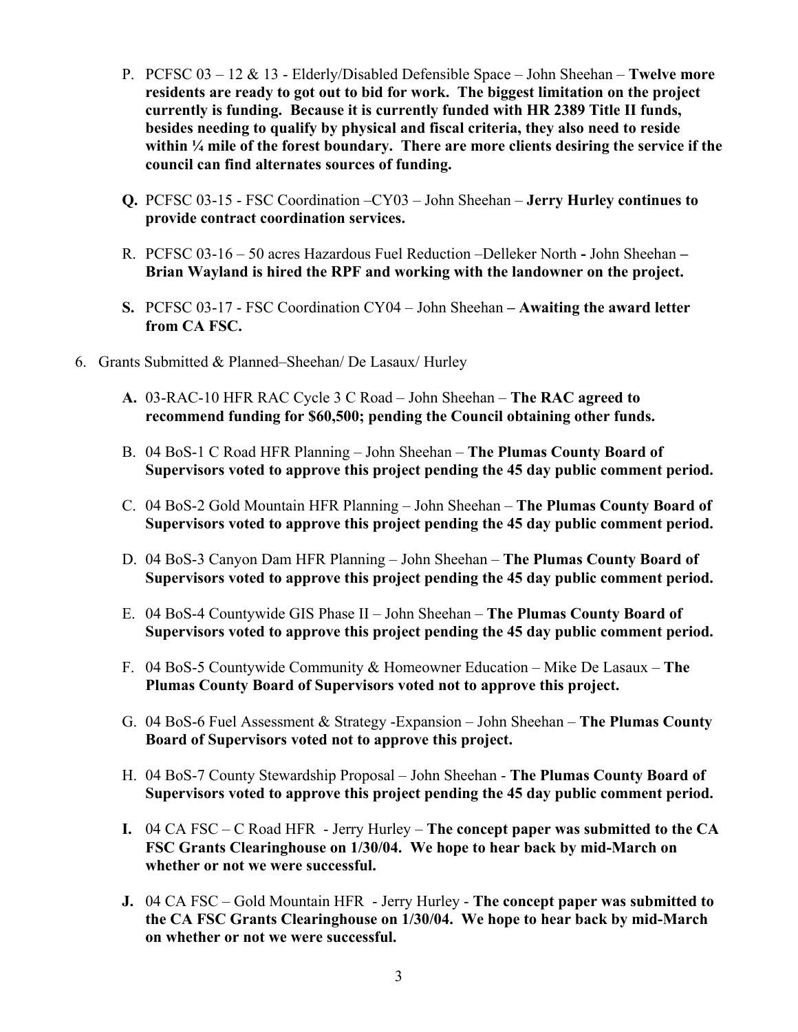P. PCFSC 03 – 12 & 13 - Elderly/Disabled Defensible Space – John Sheehan – **Twelve more residents are ready to got out to bid for work. The biggest limitation on the project currently is funding. Because it is currently funded with HR 2389 Title II funds, besides needing to qualify by physical and fiscal criteria, they also need to reside within ¼ mile of the forest boundary. There are more clients desiring the service if the council can find alternates sources of funding.**

**Q.** PCFSC 03-15 - FSC Coordination –CY03 – John Sheehan – **Jerry Hurley continues to provide contract coordination services.**

R. PCFSC 03-16 – 50 acres Hazardous Fuel Reduction –Delleker North **-** John Sheehan **– Brian Wayland is hired the RPF and working with the landowner on the project.**

**S.** PCFSC 03-17 - FSC Coordination CY04 – John Sheehan **– Awaiting the award letter from CA FSC.**

6. Grants Submitted & Planned–Sheehan/ De Lasaux/ Hurley

**A.** 03-RAC-10 HFR RAC Cycle 3 C Road – John Sheehan – **The RAC agreed to recommend funding for $60,500; pending the Council obtaining other funds.**

B. 04 BoS-1 C Road HFR Planning – John Sheehan – **The Plumas County Board of Supervisors voted to approve this project pending the 45 day public comment period.**

C. 04 BoS-2 Gold Mountain HFR Planning – John Sheehan – **The Plumas County Board of Supervisors voted to approve this project pending the 45 day public comment period.**

D. 04 BoS-3 Canyon Dam HFR Planning – John Sheehan – **The Plumas County Board of Supervisors voted to approve this project pending the 45 day public comment period.**

E. 04 BoS-4 Countywide GIS Phase II – John Sheehan – **The Plumas County Board of Supervisors voted to approve this project pending the 45 day public comment period.**

F. 04 BoS-5 Countywide Community & Homeowner Education – Mike De Lasaux – **The Plumas County Board of Supervisors voted not to approve this project.**

G. 04 BoS-6 Fuel Assessment & Strategy -Expansion – John Sheehan – **The Plumas County Board of Supervisors voted not to approve this project.**

H. 04 BoS-7 County Stewardship Proposal – John Sheehan - **The Plumas County Board of Supervisors voted to approve this project pending the 45 day public comment period.**

**I.** 04 CA FSC – C Road HFR - Jerry Hurley – **The concept paper was submitted to the CA FSC Grants Clearinghouse on 1/30/04. We hope to hear back by mid-March on whether or not we were successful.**

**J.** 04 CA FSC – Gold Mountain HFR - Jerry Hurley - **The concept paper was submitted to the CA FSC Grants Clearinghouse on 1/30/04. We hope to hear back by mid-March on whether or not we were successful.**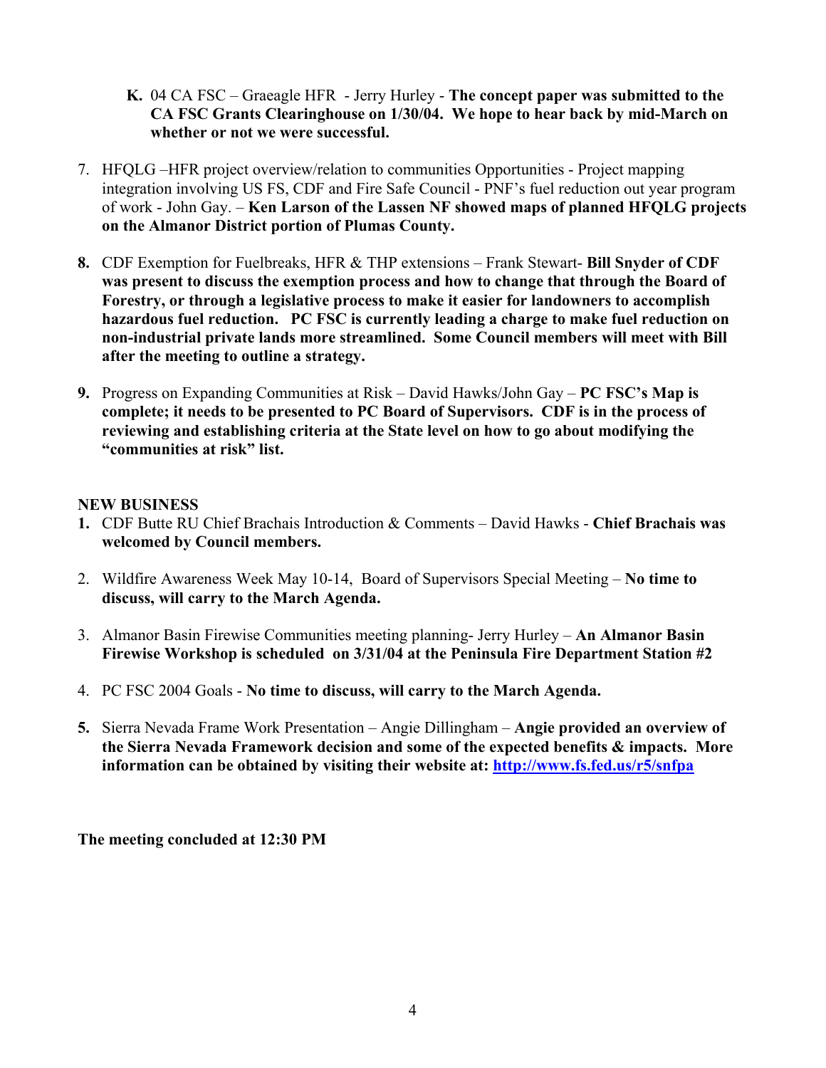- **K.** 04 CA FSC – Graeagle HFR - Jerry Hurley - **The concept paper was submitted to the CA FSC Grants Clearinghouse on 1/30/04. We hope to hear back by mid-March on whether or not we were successful.**

7. HFQLG –HFR project overview/relation to communities Opportunities - Project mapping integration involving US FS, CDF and Fire Safe Council - PNF's fuel reduction out year program of work - John Gay. – **Ken Larson of the Lassen NF showed maps of planned HFQLG projects on the Almanor District portion of Plumas County.**

8. CDF Exemption for Fuelbreaks, HFR & THP extensions – Frank Stewart- **Bill Snyder of CDF was present to discuss the exemption process and how to change that through the Board of Forestry, or through a legislative process to make it easier for landowners to accomplish hazardous fuel reduction. PC FSC is currently leading a charge to make fuel reduction on non-industrial private lands more streamlined. Some Council members will meet with Bill after the meeting to outline a strategy.**

9. Progress on Expanding Communities at Risk – David Hawks/John Gay – **PC FSC's Map is complete; it needs to be presented to PC Board of Supervisors. CDF is in the process of reviewing and establishing criteria at the State level on how to go about modifying the "communities at risk" list.**

**NEW BUSINESS**

1. CDF Butte RU Chief Brachais Introduction & Comments – David Hawks - **Chief Brachais was welcomed by Council members.**

2. Wildfire Awareness Week May 10-14, Board of Supervisors Special Meeting – **No time to discuss, will carry to the March Agenda.**

3. Almanor Basin Firewise Communities meeting planning- Jerry Hurley – **An Almanor Basin Firewise Workshop is scheduled on 3/31/04 at the Peninsula Fire Department Station #2**

4. PC FSC 2004 Goals - **No time to discuss, will carry to the March Agenda.**

5. Sierra Nevada Frame Work Presentation – Angie Dillingham – **Angie provided an overview of the Sierra Nevada Framework decision and some of the expected benefits & impacts. More information can be obtained by visiting their website at: [http://www.fs.fed.us/r5/snfpa](http://www.fs.fed.us/r5/snfpa)**

**The meeting concluded at 12:30 PM**